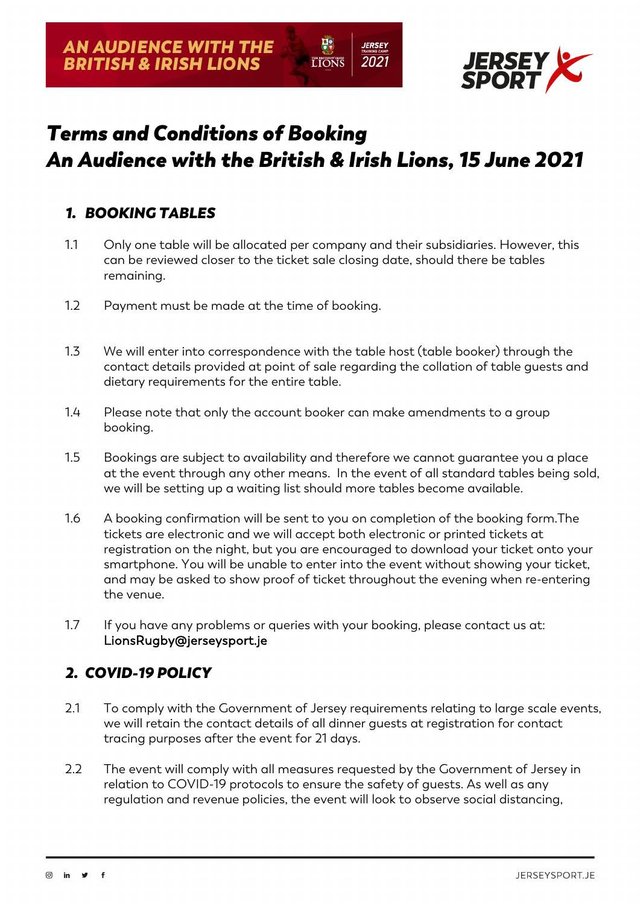# *Terms and Conditions of Booking*
# *An Audience with the British & Irish Lions, 15 June 2021*

## 1. BOOKING TABLES

1.1 Only one table will be allocated per company and their subsidiaries. However, this can be reviewed closer to the ticket sale closing date, should there be tables remaining.

1.2 Payment must be made at the time of booking.

1.3 We will enter into correspondence with the table host (table booker) through the contact details provided at point of sale regarding the collation of table guests and dietary requirements for the entire table.

1.4 Please note that only the account booker can make amendments to a group booking.

1.5 Bookings are subject to availability and therefore we cannot guarantee you a place at the event through any other means. In the event of all standard tables being sold, we will be setting up a waiting list should more tables become available.

1.6 A booking confirmation will be sent to you on completion of the booking form.The tickets are electronic and we will accept both electronic or printed tickets at registration on the night, but you are encouraged to download your ticket onto your smartphone. You will be unable to enter into the event without showing your ticket, and may be asked to show proof of ticket throughout the evening when re-entering the venue.

1.7 If you have any problems or queries with your booking, please contact us at: LionsRugby@jerseysport.je

## 2. COVID-19 POLICY

2.1 To comply with the Government of Jersey requirements relating to large scale events, we will retain the contact details of all dinner guests at registration for contact tracing purposes after the event for 21 days.

2.2 The event will comply with all measures requested by the Government of Jersey in relation to COVID-19 protocols to ensure the safety of guests. As well as any regulation and revenue policies, the event will look to observe social distancing,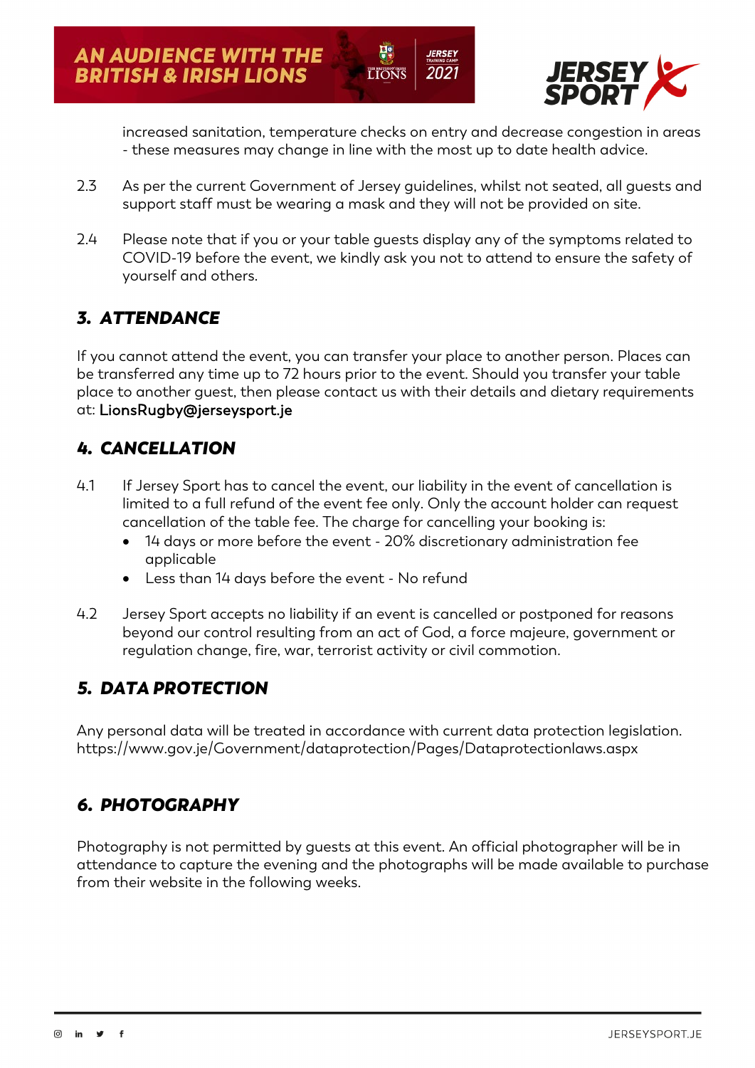increased sanitation, temperature checks on entry and decrease congestion in areas - these measures may change in line with the most up to date health advice.

2.3 As per the current Government of Jersey guidelines, whilst not seated, all guests and support staff must be wearing a mask and they will not be provided on site.

2.4 Please note that if you or your table guests display any of the symptoms related to COVID-19 before the event, we kindly ask you not to attend to ensure the safety of yourself and others.

## 3. ATTENDANCE

If you cannot attend the event, you can transfer your place to another person. Places can be transferred any time up to 72 hours prior to the event. Should you transfer your table place to another guest, then please contact us with their details and dietary requirements at: LionsRugby@jerseysport.je

## 4. CANCELLATION

4.1 If Jersey Sport has to cancel the event, our liability in the event of cancellation is limited to a full refund of the event fee only. Only the account holder can request cancellation of the table fee. The charge for cancelling your booking is:

- 14 days or more before the event - 20% discretionary administration fee applicable
- Less than 14 days before the event - No refund

4.2 Jersey Sport accepts no liability if an event is cancelled or postponed for reasons beyond our control resulting from an act of God, a force majeure, government or regulation change, fire, war, terrorist activity or civil commotion.

## 5. DATA PROTECTION

Any personal data will be treated in accordance with current data protection legislation. https://www.gov.je/Government/dataprotection/Pages/Dataprotectionlaws.aspx

## 6. PHOTOGRAPHY

Photography is not permitted by guests at this event. An official photographer will be in attendance to capture the evening and the photographs will be made available to purchase from their website in the following weeks.